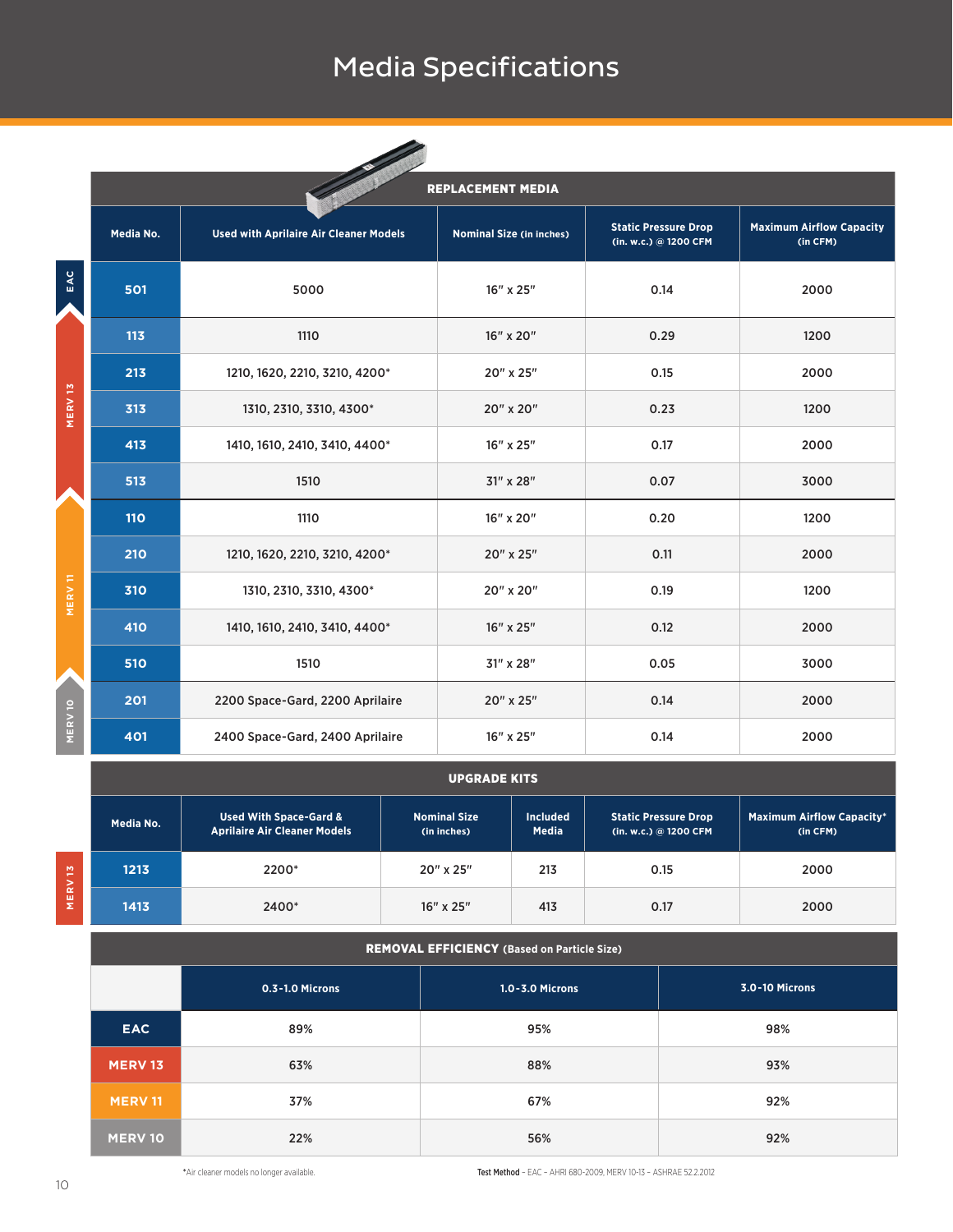# Media Specifications

## REPLACEMENT MEDIA

| | Media No. | Used with Aprilaire Air Cleaner Models | Nominal Size (in inches) | Static Pressure Drop (in. w.c.) @ 1200 CFM | Maximum Airflow Capacity (in CFM) |
|---|---|---|---|---|---|
| EAC | 501 | 5000 | 16" x 25" | 0.14 | 2000 |
| MERV 13 | 113 | 1110 | 16" x 20" | 0.29 | 1200 |
| MERV 13 | 213 | 1210, 1620, 2210, 3210, 4200* | 20" x 25" | 0.15 | 2000 |
| MERV 13 | 313 | 1310, 2310, 3310, 4300* | 20" x 20" | 0.23 | 1200 |
| MERV 13 | 413 | 1410, 1610, 2410, 3410, 4400* | 16" x 25" | 0.17 | 2000 |
| MERV 13 | 513 | 1510 | 31" x 28" | 0.07 | 3000 |
| MERV 11 | 110 | 1110 | 16" x 20" | 0.20 | 1200 |
| MERV 11 | 210 | 1210, 1620, 2210, 3210, 4200* | 20" x 25" | 0.11 | 2000 |
| MERV 11 | 310 | 1310, 2310, 3310, 4300* | 20" x 20" | 0.19 | 1200 |
| MERV 11 | 410 | 1410, 1610, 2410, 3410, 4400* | 16" x 25" | 0.12 | 2000 |
| MERV 11 | 510 | 1510 | 31" x 28" | 0.05 | 3000 |
| MERV 10 | 201 | 2200 Space-Gard, 2200 Aprilaire | 20" x 25" | 0.14 | 2000 |
| MERV 10 | 401 | 2400 Space-Gard, 2400 Aprilaire | 16" x 25" | 0.14 | 2000 |

## UPGRADE KITS

| | Media No. | Used With Space-Gard & Aprilaire Air Cleaner Models | Nominal Size (in inches) | Included Media | Static Pressure Drop (in. w.c.) @ 1200 CFM | Maximum Airflow Capacity* (in CFM) |
|---|---|---|---|---|---|---|
| MERV 13 | 1213 | 2200* | 20" x 25" | 213 | 0.15 | 2000 |
| MERV 13 | 1413 | 2400* | 16" x 25" | 413 | 0.17 | 2000 |

## REMOVAL EFFICIENCY (Based on Particle Size)

| | 0.3-1.0 Microns | 1.0-3.0 Microns | 3.0-10 Microns |
|---|---|---|---|
| EAC | 89% | 95% | 98% |
| MERV 13 | 63% | 88% | 93% |
| MERV 11 | 37% | 67% | 92% |
| MERV 10 | 22% | 56% | 92% |

*Air cleaner models no longer available.

Test Method – EAC – AHRI 680-2009, MERV 10-13 – ASHRAE 52.2.2012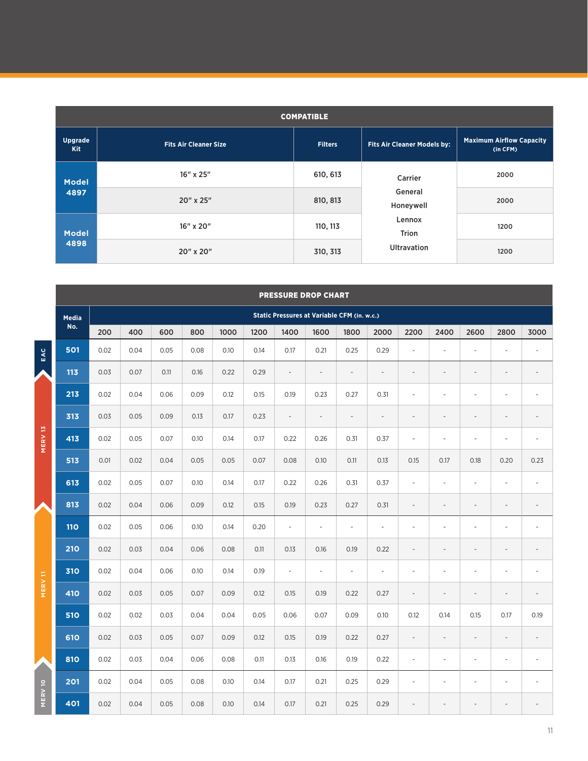## COMPATIBLE

| Upgrade Kit | Fits Air Cleaner Size | Filters | Fits Air Cleaner Models by: | Maximum Airflow Capacity (in CFM) |
|---|---|---|---|---|
| Model 4897 | 16" x 25" | 610, 613 | Carrier<br>General<br>Honeywell<br>Lennox<br>Trion<br>Ultravation | 2000 |
| | 20" x 25" | 810, 813 | | 2000 |
| Model 4898 | 16" x 20" | 110, 113 | | 1200 |
| | 20" x 20" | 310, 313 | | 1200 |

## PRESSURE DROP CHART

| | Media No. | Static Pressures at Variable CFM (in. w.c.) | | | | | | | | | | | | | | |
|---|---|---|---|---|---|---|---|---|---|---|---|---|---|---|---|---|
| | | 200 | 400 | 600 | 800 | 1000 | 1200 | 1400 | 1600 | 1800 | 2000 | 2200 | 2400 | 2600 | 2800 | 3000 |
| EAC | 501 | 0.02 | 0.04 | 0.05 | 0.08 | 0.10 | 0.14 | 0.17 | 0.21 | 0.25 | 0.29 | - | - | - | - | - |
| MERV 13 | 113 | 0.03 | 0.07 | 0.11 | 0.16 | 0.22 | 0.29 | - | - | - | - | - | - | - | - | - |
| | 213 | 0.02 | 0.04 | 0.06 | 0.09 | 0.12 | 0.15 | 0.19 | 0.23 | 0.27 | 0.31 | - | - | - | - | - |
| | 313 | 0.03 | 0.05 | 0.09 | 0.13 | 0.17 | 0.23 | - | - | - | - | - | - | - | - | - |
| | 413 | 0.02 | 0.05 | 0.07 | 0.10 | 0.14 | 0.17 | 0.22 | 0.26 | 0.31 | 0.37 | - | - | - | - | - |
| | 513 | 0.01 | 0.02 | 0.04 | 0.05 | 0.05 | 0.07 | 0.08 | 0.10 | 0.11 | 0.13 | 0.15 | 0.17 | 0.18 | 0.20 | 0.23 |
| | 613 | 0.02 | 0.05 | 0.07 | 0.10 | 0.14 | 0.17 | 0.22 | 0.26 | 0.31 | 0.37 | - | - | - | - | - |
| | 813 | 0.02 | 0.04 | 0.06 | 0.09 | 0.12 | 0.15 | 0.19 | 0.23 | 0.27 | 0.31 | - | - | - | - | - |
| MERV 11 | 110 | 0.02 | 0.05 | 0.06 | 0.10 | 0.14 | 0.20 | - | - | - | - | - | - | - | - | - |
| | 210 | 0.02 | 0.03 | 0.04 | 0.06 | 0.08 | 0.11 | 0.13 | 0.16 | 0.19 | 0.22 | - | - | - | - | - |
| | 310 | 0.02 | 0.04 | 0.06 | 0.10 | 0.14 | 0.19 | - | - | - | - | - | - | - | - | - |
| | 410 | 0.02 | 0.03 | 0.05 | 0.07 | 0.09 | 0.12 | 0.15 | 0.19 | 0.22 | 0.27 | - | - | - | - | - |
| | 510 | 0.02 | 0.02 | 0.03 | 0.04 | 0.04 | 0.05 | 0.06 | 0.07 | 0.09 | 0.10 | 0.12 | 0.14 | 0.15 | 0.17 | 0.19 |
| | 610 | 0.02 | 0.03 | 0.05 | 0.07 | 0.09 | 0.12 | 0.15 | 0.19 | 0.22 | 0.27 | - | - | - | - | - |
| | 810 | 0.02 | 0.03 | 0.04 | 0.06 | 0.08 | 0.11 | 0.13 | 0.16 | 0.19 | 0.22 | - | - | - | - | - |
| MERV 10 | 201 | 0.02 | 0.04 | 0.05 | 0.08 | 0.10 | 0.14 | 0.17 | 0.21 | 0.25 | 0.29 | - | - | - | - | - |
| | 401 | 0.02 | 0.04 | 0.05 | 0.08 | 0.10 | 0.14 | 0.17 | 0.21 | 0.25 | 0.29 | - | - | - | - | - |